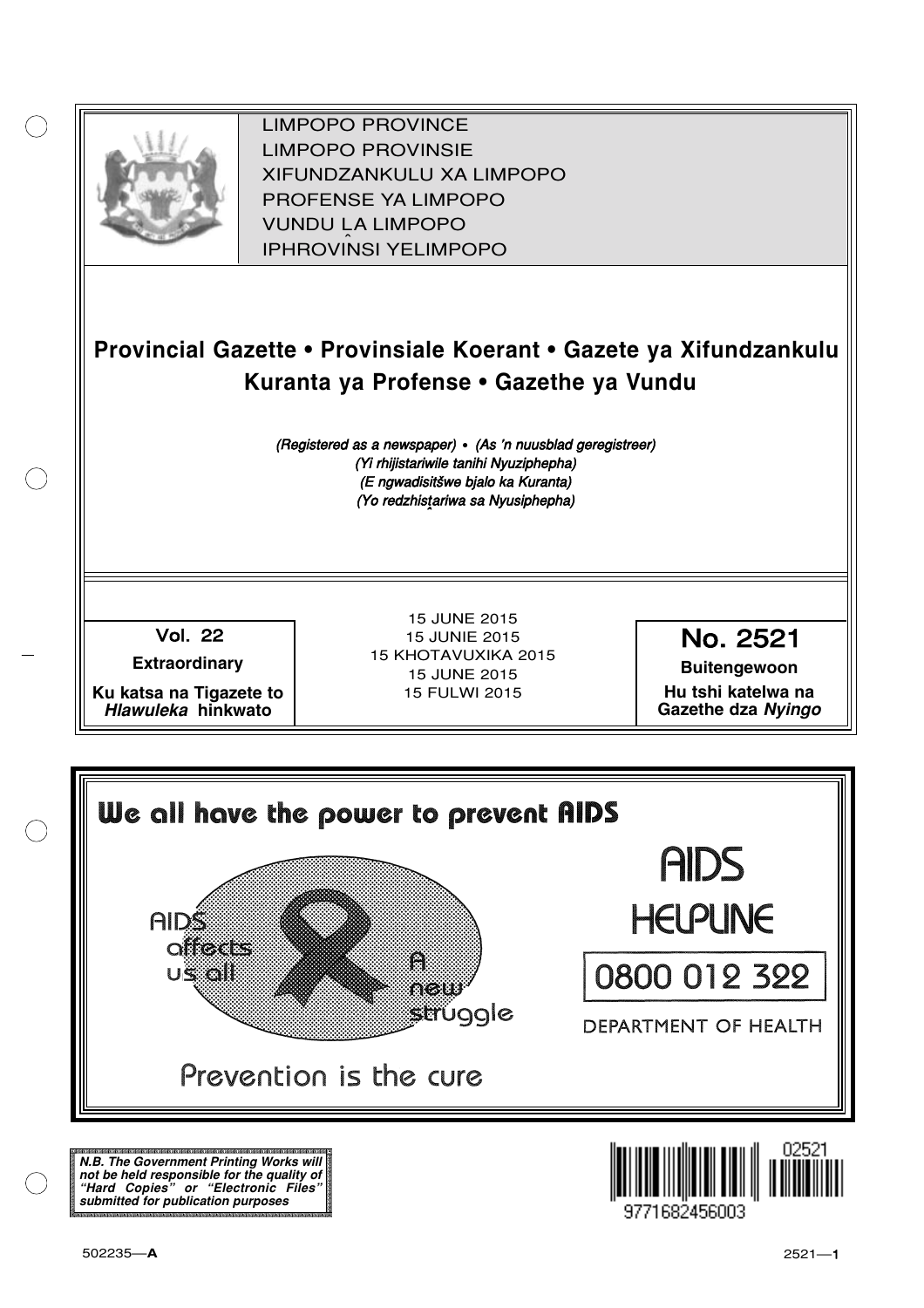LIMPOPO PROVINCE
LIMPOPO PROVINSIE
XIFUNDZANKULU XA LIMPOPO
PROFENSE YA LIMPOPO
VUNDU LA LIMPOPO
IPHROVINSI YELIMPOPO

# Provincial Gazette • Provinsiale Koerant • Gazete ya Xifundzankulu Kuranta ya Profense • Gazethe ya Vundu

*(Registered as a newspaper) • (As 'n nuusblad geregistreer)*
*(Yi rhijistariwile tanihi Nyuziphepha)*
*(E ngwadisitšwe bjalo ka Kuranta)*
*(Yo redzhistariwa sa Nyusiphepha)*

| Vol. 22 | 15 JUNE 2015 | No. 2521 |
|---|---|---|
| **Extraordinary** | 15 JUNIE 2015 | **Buitengewoon** |
| **Ku katsa na Tigazete to *Hlawuleka* hinkwato** | 15 KHOTAVUXIKA 2015<br>15 JUNE 2015<br>15 FULWI 2015 | **Hu tshi katelwa na Gazethe dza *Nyingo*** |

**We all have the power to prevent AIDS**

AIDS affects us all

A new struggle

Prevention is the cure

AIDS HELPLINE

0800 012 322

DEPARTMENT OF HEALTH

***N.B. The Government Printing Works will not be held responsible for the quality of "Hard Copies" or "Electronic Files" submitted for publication purposes***

02521

9771682456003

502235—**A**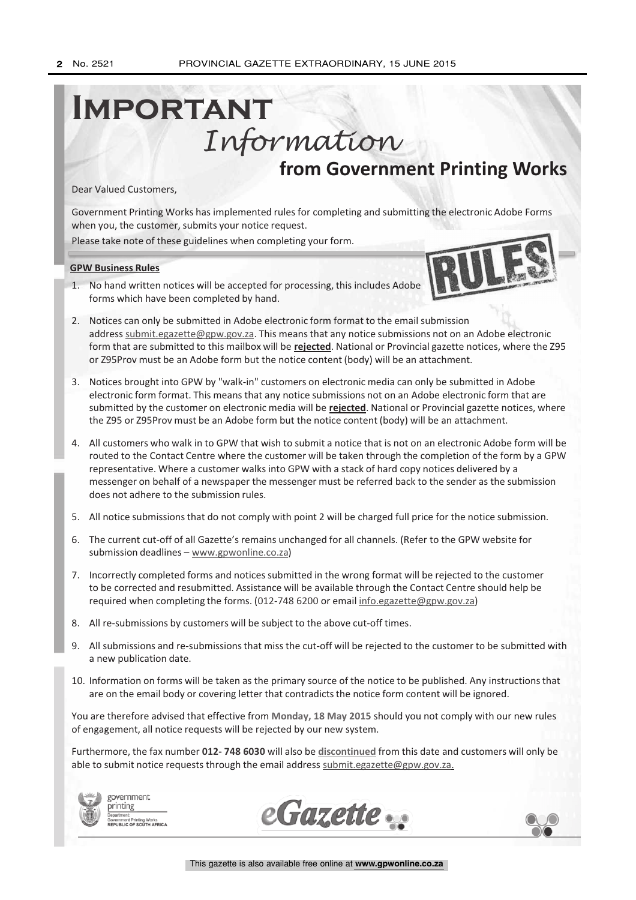# IMPORTANT *Information* from Government Printing Works

Dear Valued Customers,

Government Printing Works has implemented rules for completing and submitting the electronic Adobe Forms when you, the customer, submits your notice request.

Please take note of these guidelines when completing your form.

**GPW Business Rules**

1. No hand written notices will be accepted for processing, this includes Adobe forms which have been completed by hand.
2. Notices can only be submitted in Adobe electronic form format to the email submission address submit.egazette@gpw.gov.za. This means that any notice submissions not on an Adobe electronic form that are submitted to this mailbox will be **rejected**. National or Provincial gazette notices, where the Z95 or Z95Prov must be an Adobe form but the notice content (body) will be an attachment.
3. Notices brought into GPW by "walk-in" customers on electronic media can only be submitted in Adobe electronic form format. This means that any notice submissions not on an Adobe electronic form that are submitted by the customer on electronic media will be **rejected**. National or Provincial gazette notices, where the Z95 or Z95Prov must be an Adobe form but the notice content (body) will be an attachment.
4. All customers who walk in to GPW that wish to submit a notice that is not on an electronic Adobe form will be routed to the Contact Centre where the customer will be taken through the completion of the form by a GPW representative. Where a customer walks into GPW with a stack of hard copy notices delivered by a messenger on behalf of a newspaper the messenger must be referred back to the sender as the submission does not adhere to the submission rules.
5. All notice submissions that do not comply with point 2 will be charged full price for the notice submission.
6. The current cut-off of all Gazette's remains unchanged for all channels. (Refer to the GPW website for submission deadlines – www.gpwonline.co.za)
7. Incorrectly completed forms and notices submitted in the wrong format will be rejected to the customer to be corrected and resubmitted. Assistance will be available through the Contact Centre should help be required when completing the forms. (012-748 6200 or email info.egazette@gpw.gov.za)
8. All re-submissions by customers will be subject to the above cut-off times.
9. All submissions and re-submissions that miss the cut-off will be rejected to the customer to be submitted with a new publication date.
10. Information on forms will be taken as the primary source of the notice to be published. Any instructions that are on the email body or covering letter that contradicts the notice form content will be ignored.

You are therefore advised that effective from **Monday, 18 May 2015** should you not comply with our new rules of engagement, all notice requests will be rejected by our new system.

Furthermore, the fax number **012- 748 6030** will also be **discontinued** from this date and customers will only be able to submit notice requests through the email address submit.egazette@gpw.gov.za.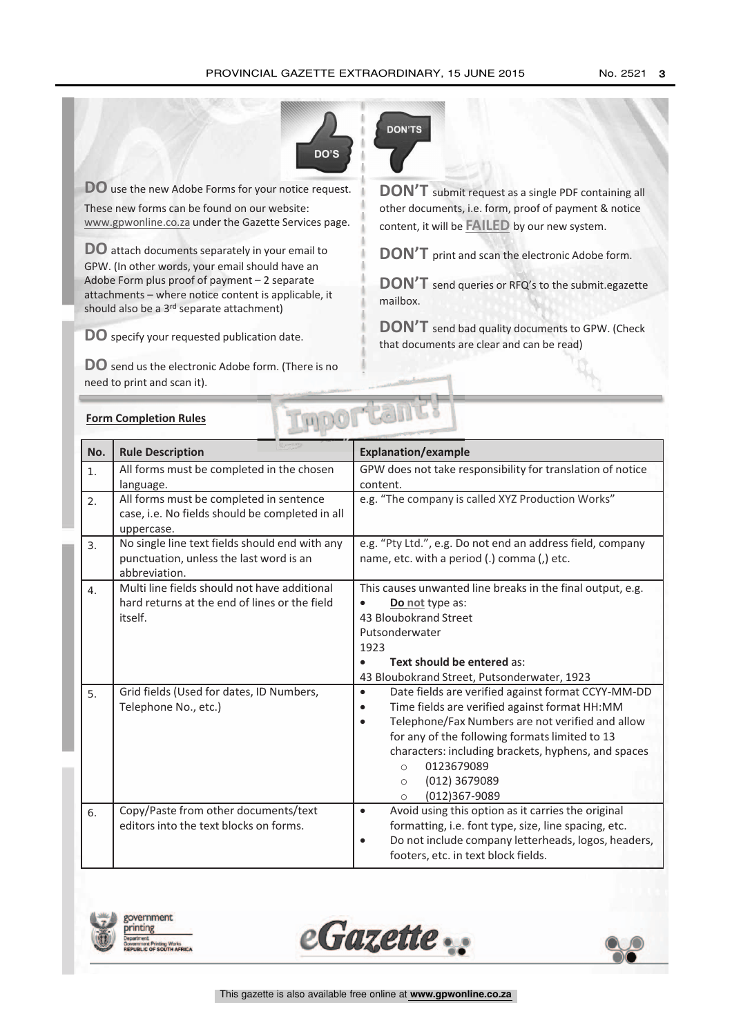DO'S

**DO** use the new Adobe Forms for your notice request. These new forms can be found on our website: www.gpwonline.co.za under the Gazette Services page.

**DO** attach documents separately in your email to GPW. (In other words, your email should have an Adobe Form plus proof of payment – 2 separate attachments – where notice content is applicable, it should also be a 3rd separate attachment)

**DO** specify your requested publication date.

**DO** send us the electronic Adobe form. (There is no need to print and scan it).

DON'TS

**DON'T** submit request as a single PDF containing all other documents, i.e. form, proof of payment & notice content, it will be **FAILED** by our new system.

**DON'T** print and scan the electronic Adobe form.

**DON'T** send queries or RFQ's to the submit.egazette mailbox.

**DON'T** send bad quality documents to GPW. (Check that documents are clear and can be read)

Important!

**Form Completion Rules**

| No. | Rule Description | Explanation/example |
|---|---|---|
| 1. | All forms must be completed in the chosen language. | GPW does not take responsibility for translation of notice content. |
| 2. | All forms must be completed in sentence case, i.e. No fields should be completed in all uppercase. | e.g. "The company is called XYZ Production Works" |
| 3. | No single line text fields should end with any punctuation, unless the last word is an abbreviation. | e.g. "Pty Ltd.", e.g. Do not end an address field, company name, etc. with a period (.) comma (,) etc. |
| 4. | Multi line fields should not have additional hard returns at the end of lines or the field itself. | This causes unwanted line breaks in the final output, e.g. <br>• **Do not** type as: <br>43 Bloubokrand Street <br>Putsonderwater <br>1923 <br>• **Text should be entered** as: <br>43 Bloubokrand Street, Putsonderwater, 1923 |
| 5. | Grid fields (Used for dates, ID Numbers, Telephone No., etc.) | • Date fields are verified against format CCYY-MM-DD <br>• Time fields are verified against format HH:MM <br>• Telephone/Fax Numbers are not verified and allow for any of the following formats limited to 13 characters: including brackets, hyphens, and spaces <br>  ○ 0123679089 <br>  ○ (012) 3679089 <br>  ○ (012)367-9089 |
| 6. | Copy/Paste from other documents/text editors into the text blocks on forms. | • Avoid using this option as it carries the original formatting, i.e. font type, size, line spacing, etc. <br>• Do not include company letterheads, logos, headers, footers, etc. in text block fields. |

government printing
Department: Government Printing Works
REPUBLIC OF SOUTH AFRICA

eGazette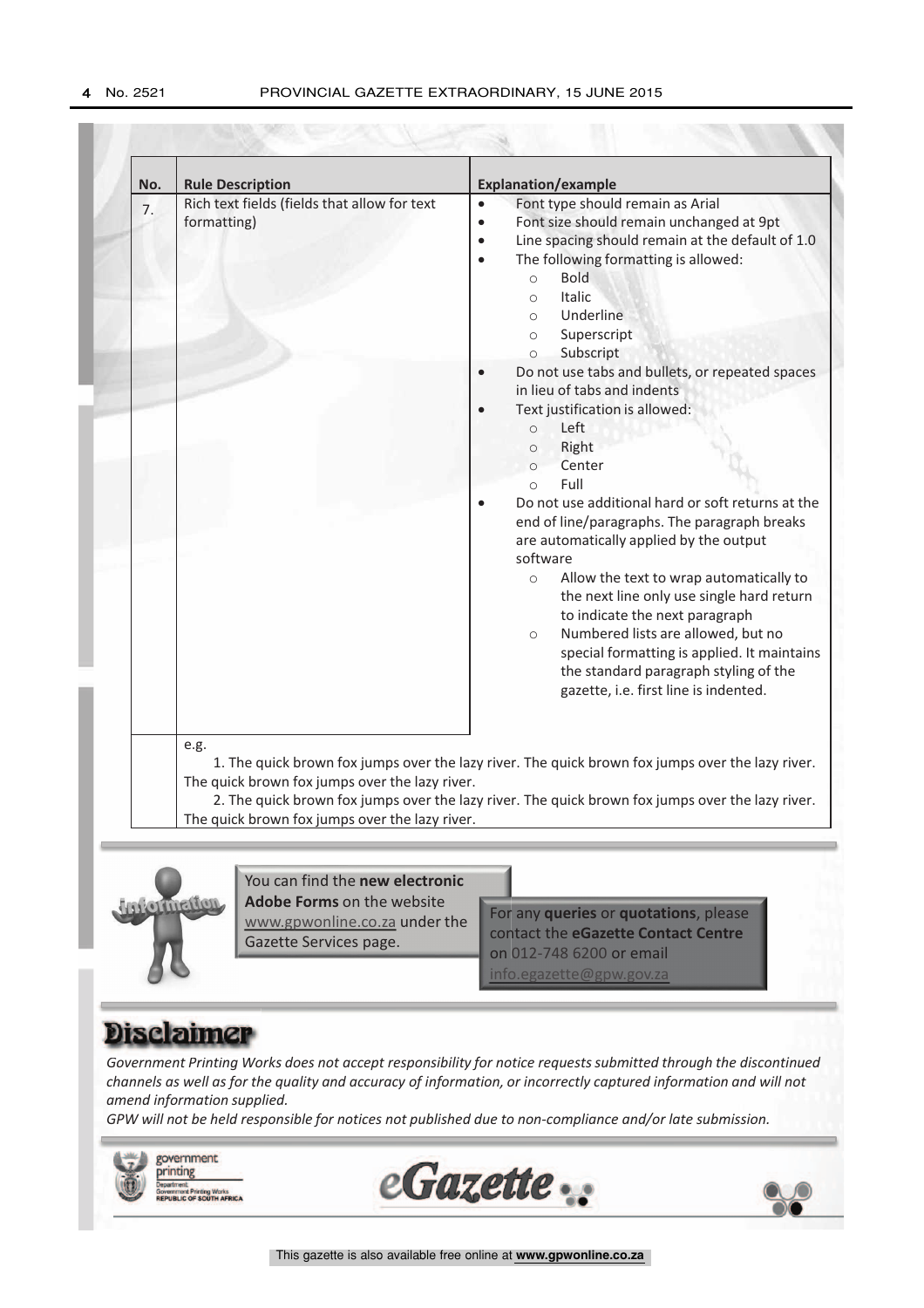| No. | Rule Description | Explanation/example |
|---|---|---|
| 7. | Rich text fields (fields that allow for text formatting) | • Font type should remain as Arial<br>• Font size should remain unchanged at 9pt<br>• Line spacing should remain at the default of 1.0<br>• The following formatting is allowed:<br>  ○ Bold<br>  ○ Italic<br>  ○ Underline<br>  ○ Superscript<br>  ○ Subscript<br>• Do not use tabs and bullets, or repeated spaces in lieu of tabs and indents<br>• Text justification is allowed:<br>  ○ Left<br>  ○ Right<br>  ○ Center<br>  ○ Full<br>• Do not use additional hard or soft returns at the end of line/paragraphs. The paragraph breaks are automatically applied by the output software<br>  ○ Allow the text to wrap automatically to the next line only use single hard return to indicate the next paragraph<br>  ○ Numbered lists are allowed, but no special formatting is applied. It maintains the standard paragraph styling of the gazette, i.e. first line is indented. |
| | e.g.<br>1. The quick brown fox jumps over the lazy river. The quick brown fox jumps over the lazy river. The quick brown fox jumps over the lazy river.<br>2. The quick brown fox jumps over the lazy river. The quick brown fox jumps over the lazy river. The quick brown fox jumps over the lazy river. | |

You can find the **new electronic Adobe Forms** on the website www.gpwonline.co.za under the Gazette Services page.

For any **queries** or **quotations**, please contact the **eGazette Contact Centre** on 012-748 6200 or email info.egazette@gpw.gov.za

# Disclaimer

*Government Printing Works does not accept responsibility for notice requests submitted through the discontinued channels as well as for the quality and accuracy of information, or incorrectly captured information and will not amend information supplied.*

*GPW will not be held responsible for notices not published due to non-compliance and/or late submission.*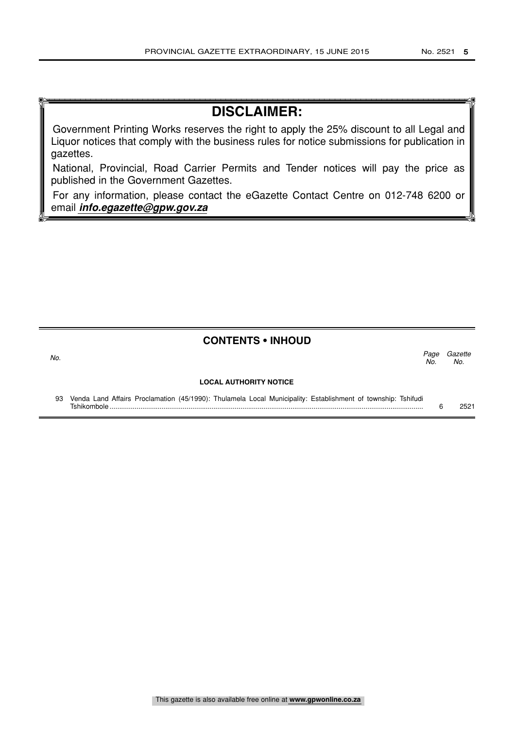## DISCLAIMER:

Government Printing Works reserves the right to apply the 25% discount to all Legal and Liquor notices that comply with the business rules for notice submissions for publication in gazettes.

National, Provincial, Road Carrier Permits and Tender notices will pay the price as published in the Government Gazettes.

For any information, please contact the eGazette Contact Centre on 012-748 6200 or email ***info.egazette@gpw.gov.za***

## CONTENTS • INHOUD

| *No.* | | *Page No.* | *Gazette No.* |
|---|---|---|---|
| | **LOCAL AUTHORITY NOTICE** | | |
| 93 | Venda Land Affairs Proclamation (45/1990): Thulamela Local Municipality: Establishment of township: Tshifudi Tshikombole | 6 | 2521 |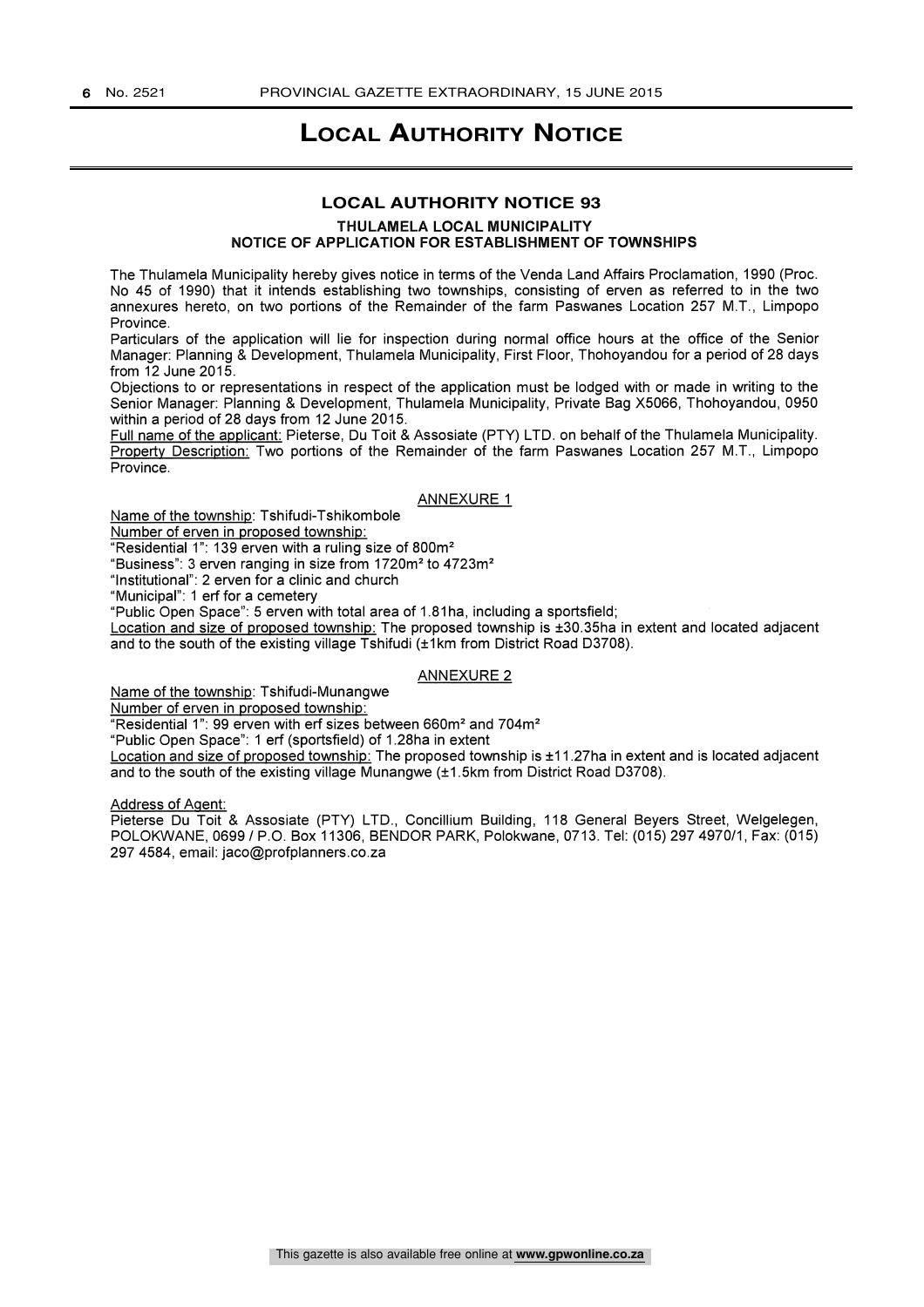# Local Authority Notice

## LOCAL AUTHORITY NOTICE 93

### THULAMELA LOCAL MUNICIPALITY
### NOTICE OF APPLICATION FOR ESTABLISHMENT OF TOWNSHIPS

The Thulamela Municipality hereby gives notice in terms of the Venda Land Affairs Proclamation, 1990 (Proc. No 45 of 1990) that it intends establishing two townships, consisting of erven as referred to in the two annexures hereto, on two portions of the Remainder of the farm Paswanes Location 257 M.T., Limpopo Province.

Particulars of the application will lie for inspection during normal office hours at the office of the Senior Manager: Planning & Development, Thulamela Municipality, First Floor, Thohoyandou for a period of 28 days from 12 June 2015.

Objections to or representations in respect of the application must be lodged with or made in writing to the Senior Manager: Planning & Development, Thulamela Municipality, Private Bag X5066, Thohoyandou, 0950 within a period of 28 days from 12 June 2015.

Full name of the applicant: Pieterse, Du Toit & Assosiate (PTY) LTD. on behalf of the Thulamela Municipality.

Property Description: Two portions of the Remainder of the farm Paswanes Location 257 M.T., Limpopo Province.

ANNEXURE 1

Name of the township: Tshifudi-Tshikombole

Number of erven in proposed township:

"Residential 1": 139 erven with a ruling size of 800m²

"Business": 3 erven ranging in size from 1720m² to 4723m²

"Institutional": 2 erven for a clinic and church

"Municipal": 1 erf for a cemetery

"Public Open Space": 5 erven with total area of 1.81ha, including a sportsfield;

Location and size of proposed township: The proposed township is ±30.35ha in extent and located adjacent and to the south of the existing village Tshifudi (±1km from District Road D3708).

ANNEXURE 2

Name of the township: Tshifudi-Munangwe

Number of erven in proposed township:

"Residential 1": 99 erven with erf sizes between 660m² and 704m²

"Public Open Space": 1 erf (sportsfield) of 1.28ha in extent

Location and size of proposed township: The proposed township is ±11.27ha in extent and is located adjacent and to the south of the existing village Munangwe (±1.5km from District Road D3708).

Address of Agent:

Pieterse Du Toit & Assosiate (PTY) LTD., Concillium Building, 118 General Beyers Street, Welgelegen, POLOKWANE, 0699 / P.O. Box 11306, BENDOR PARK, Polokwane, 0713. Tel: (015) 297 4970/1, Fax: (015) 297 4584, email: jaco@profplanners.co.za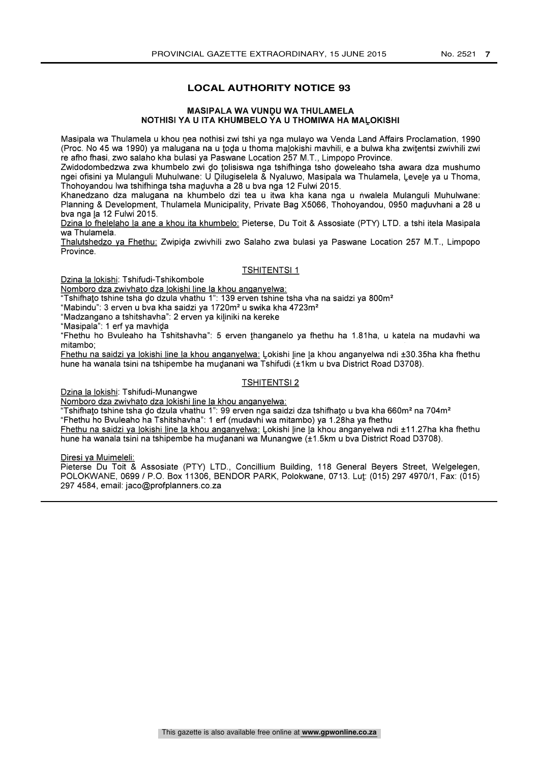## LOCAL AUTHORITY NOTICE 93

### MASIPALA WA VUNḒU WA THULAMELA
### NOTHISI YA U ITA KHUMBELO YA U THOMIWA HA MAḼOKISHI

Masipala wa Thulamela u khou ṋea nothisi zwi tshi ya nga mulayo wa Venda Land Affairs Proclamation, 1990 (Proc. No 45 wa 1990) ya malugana na u ṱoḓa u thoma maḽokishi mavhili, e a bulwa kha zwiṱentsi zwivhili zwi re afho fhasi, zwo salaho kha bulasi ya Paswane Location 257 M.T., Limpopo Province.

Zwidodombedzwa zwa khumbelo zwi ḓo ṱolisiswa nga tshifhinga tsho ḓoweleaho tsha awara dza mushumo ngei ofisini ya Mulanguli Muhulwane: U Ḓilugiselela & Nyaluwo, Masipala wa Thulamela, Ḽeveḽe ya u Thoma, Thohoyandou lwa tshifhinga tsha maḓuvha a 28 u bva nga 12 Fulwi 2015.

Khanedzano dza malugana na khumbelo dzi tea u itwa kha kana nga u ṅwalela Mulanguli Muhulwane: Planning & Development, Thulamela Municipality, Private Bag X5066, Thohoyandou, 0950 maḓuvhani a 28 u bva nga ḽa 12 Fulwi 2015.

Dzina ḽo fhelelaho ḽa ane a khou ita khumbelo: Pieterse, Du Toit & Assosiate (PTY) LTD. a tshi itela Masipala wa Thulamela.

Thalutshedzo ya Fhethu: Zwipiḓa zwivhili zwo Salaho zwa bulasi ya Paswane Location 257 M.T., Limpopo Province.

#### TSHITENTSI 1

Dzina ḽa ḽokishi: Tshifudi-Tshikombole

Nomboro dza zwivhaṱo dza ḽokishi ḽine ḽa khou anganyelwa:

"Tshifhaṱo tshine tsha ḓo dzula vhathu 1": 139 erven tshine tsha vha na saidzi ya 800m²

"Mabindu": 3 erven u bva kha saidzi ya 1720m² u swika kha 4723m²

"Madzangano a tshitshavha": 2 erven ya kiḽiniki na kereke

"Masipala": 1 erf ya mavhiḓa

"Fhethu ho Bvuleaho ha Tshitshavha": 5 erven ṱhanganelo ya fhethu ha 1.81ha, u katela na mudavhi wa mitambo;

Fhethu na saidzi ya ḽokishi ḽine ḽa khou anganyelwa: Ḽokishi ḽine ḽa khou anganyelwa ndi ±30.35ha kha fhethu hune ha wanala tsini na tshipembe ha muḓanani wa Tshifudi (±1km u bva District Road D3708).

#### TSHITENTSI 2

Dzina ḽa ḽokishi: Tshifudi-Munangwe

Nomboro dza zwivhaṱo dza ḽokishi ḽine ḽa khou anganyelwa:

"Tshifhaṱo tshine tsha ḓo dzula vhathu 1": 99 erven nga saidzi dza tshifhaṱo u bva kha 660m² na 704m²

"Fhethu ho Bvuleaho ha Tshitshavha": 1 erf (mudavhi wa mitambo) ya 1.28ha ya fhethu

Fhethu na saidzi ya ḽokishi ḽine ḽa khou anganyelwa: Ḽokishi ḽine ḽa khou anganyelwa ndi ±11.27ha kha fhethu hune ha wanala tsini na tshipembe ha muḓanani wa Munangwe (±1.5km u bva District Road D3708).

Diresi ya Muimeleli:

Pieterse Du Toit & Assosiate (PTY) LTD., Concillium Building, 118 General Beyers Street, Welgelegen, POLOKWANE, 0699 / P.O. Box 11306, BENDOR PARK, Polokwane, 0713. Luṱ: (015) 297 4970/1, Fax: (015) 297 4584, email: jaco@profplanners.co.za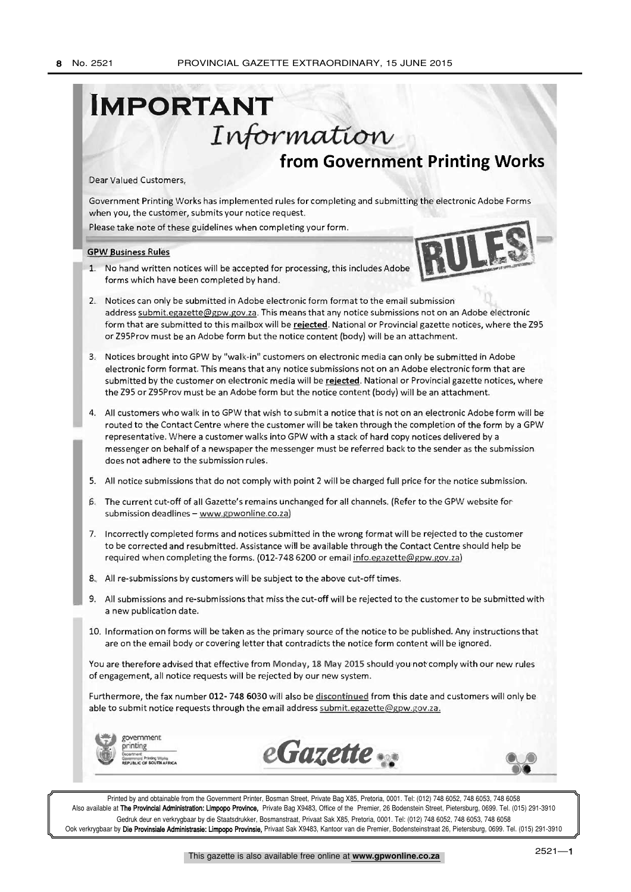# IMPORTANT
## *Information*
## from Government Printing Works

Dear Valued Customers,

Government Printing Works has implemented rules for completing and submitting the electronic Adobe Forms when you, the customer, submits your notice request.

Please take note of these guidelines when completing your form.

**GPW Business Rules**

RULES

1. No hand written notices will be accepted for processing, this includes Adobe forms which have been completed by hand.
2. Notices can only be submitted in Adobe electronic form format to the email submission address submit.egazette@gpw.gov.za. This means that any notice submissions not on an Adobe electronic form that are submitted to this mailbox will be **rejected**. National or Provincial gazette notices, where the Z95 or Z95Prov must be an Adobe form but the notice content (body) will be an attachment.
3. Notices brought into GPW by "walk-in" customers on electronic media can only be submitted in Adobe electronic form format. This means that any notice submissions not on an Adobe electronic form that are submitted by the customer on electronic media will be **rejected**. National or Provincial gazette notices, where the Z95 or Z95Prov must be an Adobe form but the notice content (body) will be an attachment.
4. All customers who walk in to GPW that wish to submit a notice that is not on an electronic Adobe form will be routed to the Contact Centre where the customer will be taken through the completion of the form by a GPW representative. Where a customer walks into GPW with a stack of hard copy notices delivered by a messenger on behalf of a newspaper the messenger must be referred back to the sender as the submission does not adhere to the submission rules.
5. All notice submissions that do not comply with point 2 will be charged full price for the notice submission.
6. The current cut-off of all Gazette's remains unchanged for all channels. (Refer to the GPW website for submission deadlines – www.gpwonline.co.za)
7. Incorrectly completed forms and notices submitted in the wrong format will be rejected to the customer to be corrected and resubmitted. Assistance will be available through the Contact Centre should help be required when completing the forms. (012-748 6200 or email info.egazette@gpw.gov.za)
8. All re-submissions by customers will be subject to the above cut-off times.
9. All submissions and re-submissions that miss the cut-off will be rejected to the customer to be submitted with a new publication date.
10. Information on forms will be taken as the primary source of the notice to be published. Any instructions that are on the email body or covering letter that contradicts the notice form content will be ignored.

You are therefore advised that effective from Monday, 18 May 2015 should you not comply with our new rules of engagement, all notice requests will be rejected by our new system.

Furthermore, the fax number 012- 748 6030 will also be **discontinued** from this date and customers will only be able to submit notice requests through the email address submit.egazette@gpw.gov.za.

government printing
Department: Government Printing Works
REPUBLIC OF SOUTH AFRICA

*eGazette*

---

Printed by and obtainable from the Government Printer, Bosman Street, Private Bag X85, Pretoria, 0001. Tel: (012) 748 6052, 748 6053, 748 6058
Also available at **The Provincial Administration: Limpopo Province,** Private Bag X9483, Office of the Premier, 26 Bodenstein Street, Pietersburg, 0699. Tel. (015) 291-3910
Gedruk deur en verkrygbaar by die Staatsdrukker, Bosmanstraat, Privaat Sak X85, Pretoria, 0001. Tel: (012) 748 6052, 748 6053, 748 6058
Ook verkrygbaar by **Die Provinsiale Administrasie: Limpopo Provinsie,** Privaat Sak X9483, Kantoor van die Premier, Bodensteinstraat 26, Pietersburg, 0699. Tel. (015) 291-3910

2521—1